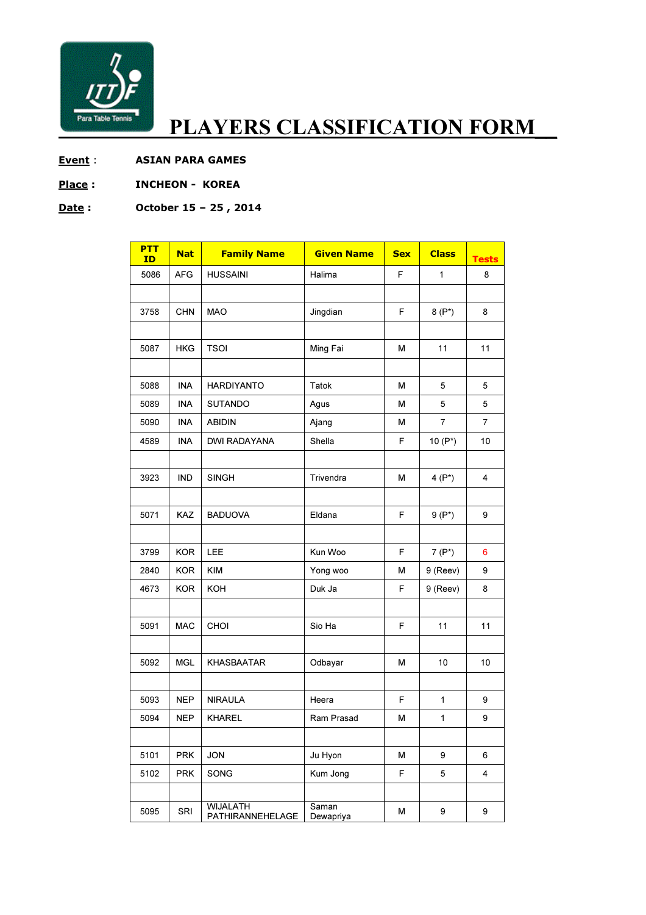# PLAYERS CLASSIFICATION FORM

**Event** : ASIAN PARA GAMES

**Place** : INCHEON - KOREA

**Date** : October 15 – 25 , 2014

| PTT ID | Nat | Family Name | Given Name | Sex | Class | Tests |
|---|---|---|---|---|---|---|
| 5086 | AFG | HUSSAINI | Halima | F | 1 | 8 |
| | | | | | | |
| 3758 | CHN | MAO | Jingdian | F | 8 (P*) | 8 |
| | | | | | | |
| 5087 | HKG | TSOI | Ming Fai | M | 11 | 11 |
| | | | | | | |
| 5088 | INA | HARDIYANTO | Tatok | M | 5 | 5 |
| 5089 | INA | SUTANDO | Agus | M | 5 | 5 |
| 5090 | INA | ABIDIN | Ajang | M | 7 | 7 |
| 4589 | INA | DWI RADAYANA | Shella | F | 10 (P*) | 10 |
| | | | | | | |
| 3923 | IND | SINGH | Trivendra | M | 4 (P*) | 4 |
| | | | | | | |
| 5071 | KAZ | BADUOVA | Eldana | F | 9 (P*) | 9 |
| | | | | | | |
| 3799 | KOR | LEE | Kun Woo | F | 7 (P*) | 6 |
| 2840 | KOR | KIM | Yong woo | M | 9 (Reev) | 9 |
| 4673 | KOR | KOH | Duk Ja | F | 9 (Reev) | 8 |
| | | | | | | |
| 5091 | MAC | CHOI | Sio Ha | F | 11 | 11 |
| | | | | | | |
| 5092 | MGL | KHASBAATAR | Odbayar | M | 10 | 10 |
| | | | | | | |
| 5093 | NEP | NIRAULA | Heera | F | 1 | 9 |
| 5094 | NEP | KHAREL | Ram Prasad | M | 1 | 9 |
| | | | | | | |
| 5101 | PRK | JON | Ju Hyon | M | 9 | 6 |
| 5102 | PRK | SONG | Kum Jong | F | 5 | 4 |
| | | | | | | |
| 5095 | SRI | WIJALATH PATHIRANNEHELAGE | Saman Dewapriya | M | 9 | 9 |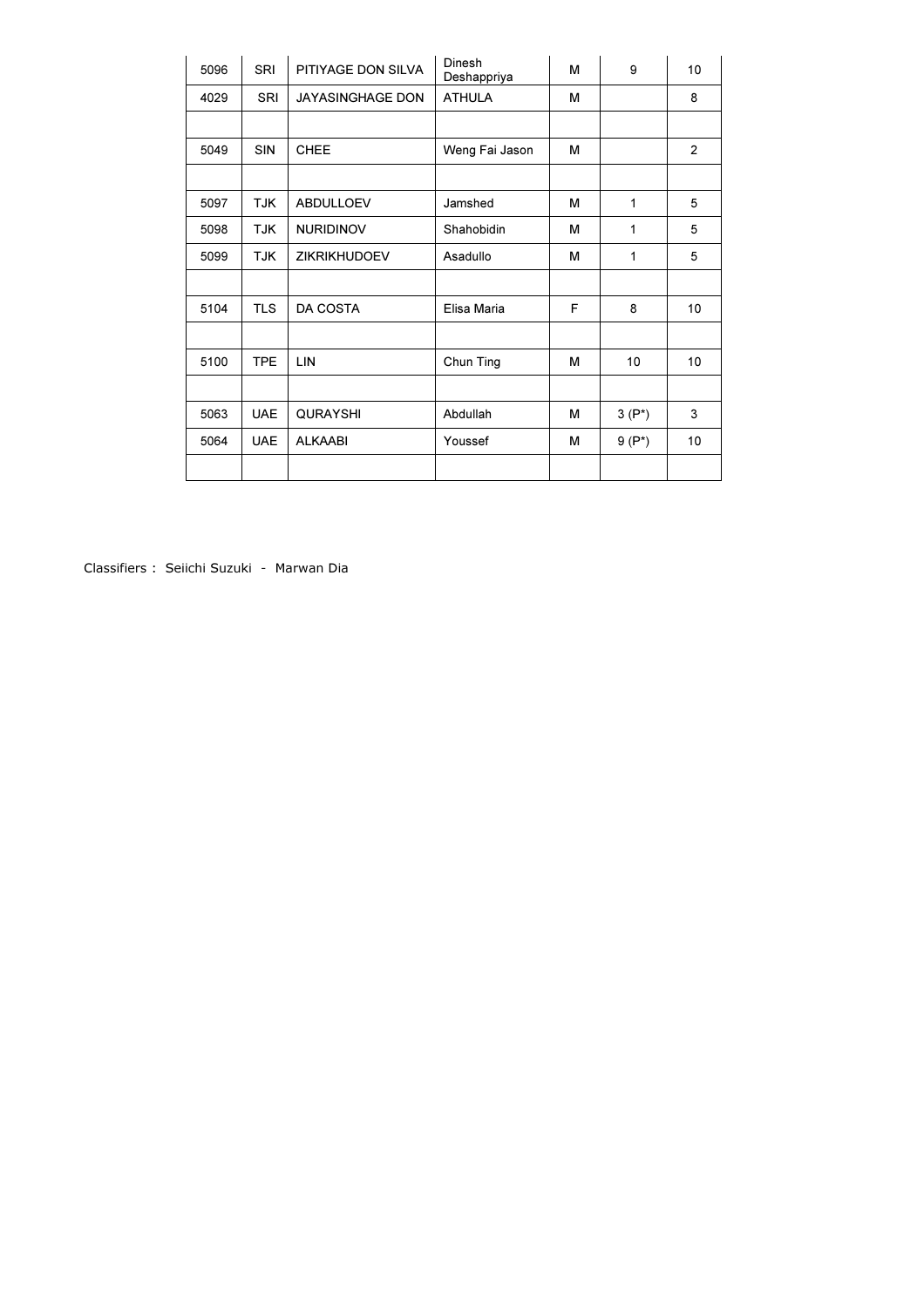| | | | | | | |
|---|---|---|---|---|---|---|
| 5096 | SRI | PITIYAGE DON SILVA | Dinesh Deshappriya | M | 9 | 10 |
| 4029 | SRI | JAYASINGHAGE DON | ATHULA | M | | 8 |
| | | | | | | |
| 5049 | SIN | CHEE | Weng Fai Jason | M | | 2 |
| | | | | | | |
| 5097 | TJK | ABDULLOEV | Jamshed | M | 1 | 5 |
| 5098 | TJK | NURIDINOV | Shahobidin | M | 1 | 5 |
| 5099 | TJK | ZIKRIKHUDOEV | Asadullo | M | 1 | 5 |
| | | | | | | |
| 5104 | TLS | DA COSTA | Elisa Maria | F | 8 | 10 |
| | | | | | | |
| 5100 | TPE | LIN | Chun Ting | M | 10 | 10 |
| | | | | | | |
| 5063 | UAE | QURAYSHI | Abdullah | M | 3 (P*) | 3 |
| 5064 | UAE | ALKAABI | Youssef | M | 9 (P*) | 10 |
| | | | | | | |

Classifiers : Seiichi Suzuki - Marwan Dia